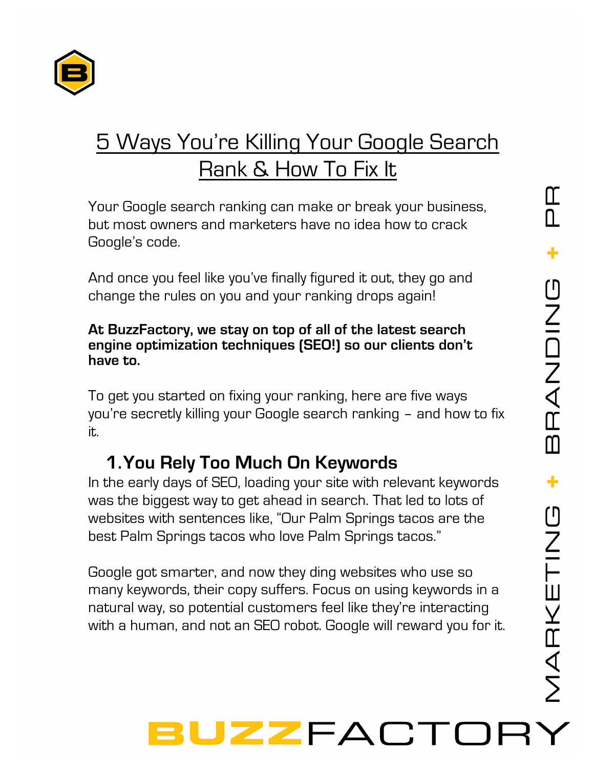# 5 Ways You're Killing Your Google Search Rank & How To Fix It

Your Google search ranking can make or break your business, but most owners and marketers have no idea how to crack Google's code.

And once you feel like you've finally figured it out, they go and change the rules on you and your ranking drops again!

**At BuzzFactory, we stay on top of all of the latest search engine optimization techniques (SEO!) so our clients don't have to.**

To get you started on fixing your ranking, here are five ways you're secretly killing your Google search ranking – and how to fix it.

## 1. You Rely Too Much On Keywords

In the early days of SEO, loading your site with relevant keywords was the biggest way to get ahead in search. That led to lots of websites with sentences like, "Our Palm Springs tacos are the best Palm Springs tacos who love Palm Springs tacos."

Google got smarter, and now they ding websites who use so many keywords, their copy suffers. Focus on using keywords in a natural way, so potential customers feel like they're interacting with a human, and not an SEO robot. Google will reward you for it.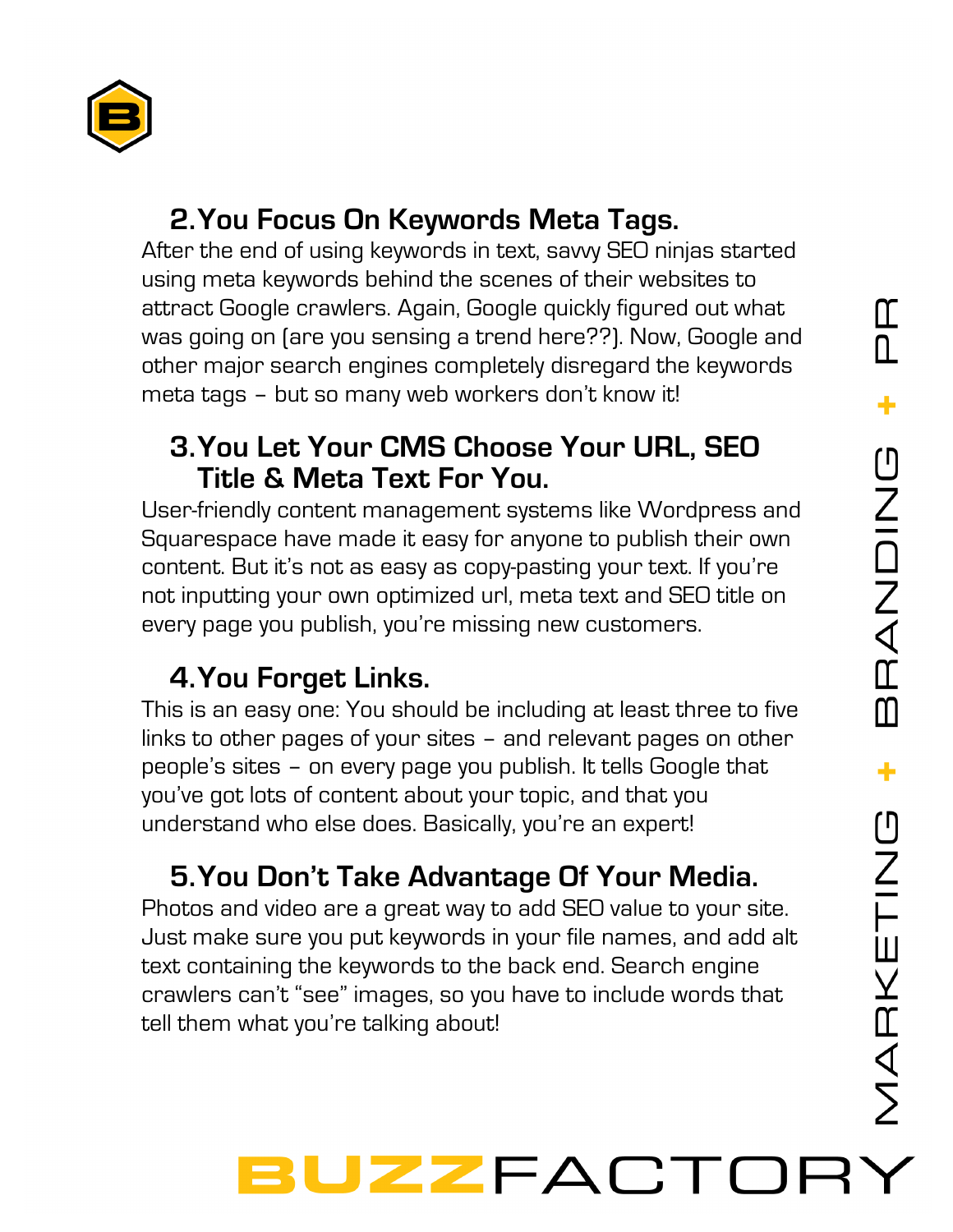## 2. You Focus On Keywords Meta Tags.

After the end of using keywords in text, savvy SEO ninjas started using meta keywords behind the scenes of their websites to attract Google crawlers. Again, Google quickly figured out what was going on (are you sensing a trend here??). Now, Google and other major search engines completely disregard the keywords meta tags – but so many web workers don't know it!

## 3. You Let Your CMS Choose Your URL, SEO Title & Meta Text For You.

User-friendly content management systems like Wordpress and Squarespace have made it easy for anyone to publish their own content. But it's not as easy as copy-pasting your text. If you're not inputting your own optimized url, meta text and SEO title on every page you publish, you're missing new customers.

## 4. You Forget Links.

This is an easy one: You should be including at least three to five links to other pages of your sites – and relevant pages on other people's sites – on every page you publish. It tells Google that you've got lots of content about your topic, and that you understand who else does. Basically, you're an expert!

## 5. You Don't Take Advantage Of Your Media.

Photos and video are a great way to add SEO value to your site. Just make sure you put keywords in your file names, and add alt text containing the keywords to the back end. Search engine crawlers can't "see" images, so you have to include words that tell them what you're talking about!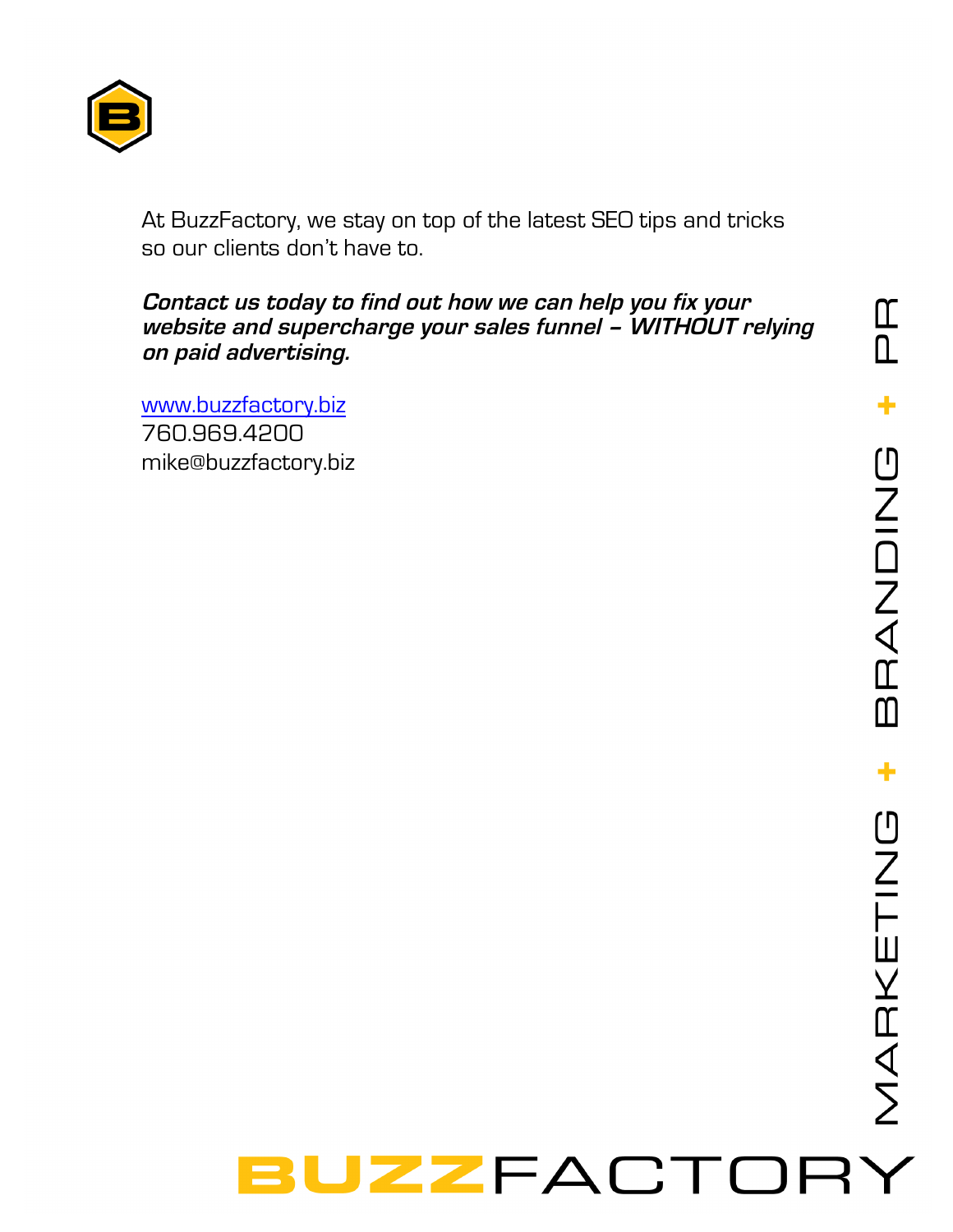At BuzzFactory, we stay on top of the latest SEO tips and tricks so our clients don't have to.

***Contact us today to find out how we can help you fix your website and supercharge your sales funnel – WITHOUT relying on paid advertising.***

[www.buzzfactory.biz](http://www.buzzfactory.biz)
760.969.4200
mike@buzzfactory.biz

MARKETING + BRANDING + PR

BUZZFACTORY